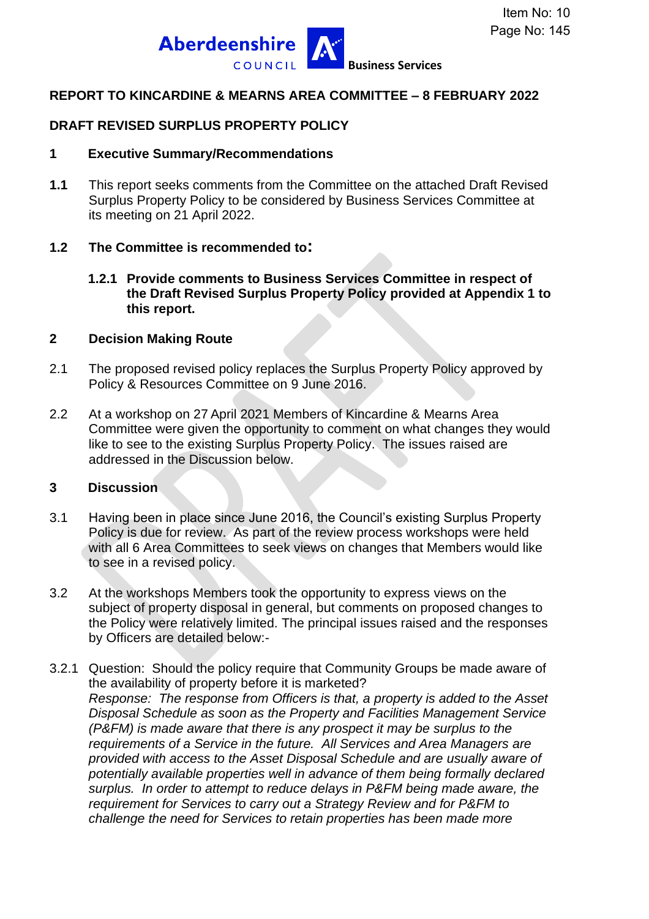# REPORT TO KINCARDINE & MEARNS AREA COMMITTEE – 8 FEBRUARY 2022

## DRAFT REVISED SURPLUS PROPERTY POLICY

## 1 Executive Summary/Recommendations

**1.1** This report seeks comments from the Committee on the attached Draft Revised Surplus Property Policy to be considered by Business Services Committee at its meeting on 21 April 2022.

**1.2 The Committee is recommended to:**

**1.2.1 Provide comments to Business Services Committee in respect of the Draft Revised Surplus Property Policy provided at Appendix 1 to this report.**

## 2 Decision Making Route

2.1 The proposed revised policy replaces the Surplus Property Policy approved by Policy & Resources Committee on 9 June 2016.

2.2 At a workshop on 27 April 2021 Members of Kincardine & Mearns Area Committee were given the opportunity to comment on what changes they would like to see to the existing Surplus Property Policy. The issues raised are addressed in the Discussion below.

## 3 Discussion

3.1 Having been in place since June 2016, the Council's existing Surplus Property Policy is due for review. As part of the review process workshops were held with all 6 Area Committees to seek views on changes that Members would like to see in a revised policy.

3.2 At the workshops Members took the opportunity to express views on the subject of property disposal in general, but comments on proposed changes to the Policy were relatively limited. The principal issues raised and the responses by Officers are detailed below:-

3.2.1 Question: Should the policy require that Community Groups be made aware of the availability of property before it is marketed?
*Response: The response from Officers is that, a property is added to the Asset Disposal Schedule as soon as the Property and Facilities Management Service (P&FM) is made aware that there is any prospect it may be surplus to the requirements of a Service in the future. All Services and Area Managers are provided with access to the Asset Disposal Schedule and are usually aware of potentially available properties well in advance of them being formally declared surplus. In order to attempt to reduce delays in P&FM being made aware, the requirement for Services to carry out a Strategy Review and for P&FM to challenge the need for Services to retain properties has been made more*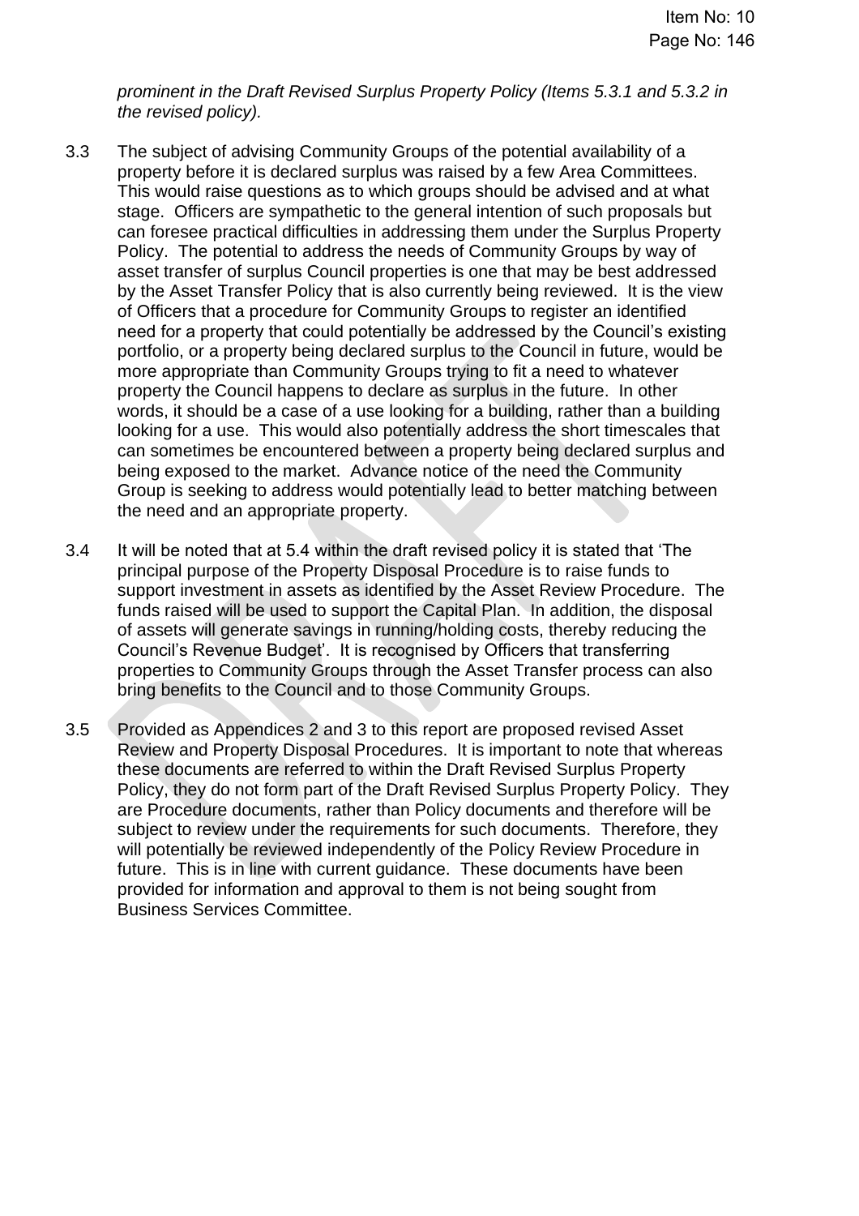*prominent in the Draft Revised Surplus Property Policy (Items 5.3.1 and 5.3.2 in the revised policy).*

3.3 The subject of advising Community Groups of the potential availability of a property before it is declared surplus was raised by a few Area Committees. This would raise questions as to which groups should be advised and at what stage. Officers are sympathetic to the general intention of such proposals but can foresee practical difficulties in addressing them under the Surplus Property Policy. The potential to address the needs of Community Groups by way of asset transfer of surplus Council properties is one that may be best addressed by the Asset Transfer Policy that is also currently being reviewed. It is the view of Officers that a procedure for Community Groups to register an identified need for a property that could potentially be addressed by the Council's existing portfolio, or a property being declared surplus to the Council in future, would be more appropriate than Community Groups trying to fit a need to whatever property the Council happens to declare as surplus in the future. In other words, it should be a case of a use looking for a building, rather than a building looking for a use. This would also potentially address the short timescales that can sometimes be encountered between a property being declared surplus and being exposed to the market. Advance notice of the need the Community Group is seeking to address would potentially lead to better matching between the need and an appropriate property.

3.4 It will be noted that at 5.4 within the draft revised policy it is stated that 'The principal purpose of the Property Disposal Procedure is to raise funds to support investment in assets as identified by the Asset Review Procedure. The funds raised will be used to support the Capital Plan. In addition, the disposal of assets will generate savings in running/holding costs, thereby reducing the Council's Revenue Budget'. It is recognised by Officers that transferring properties to Community Groups through the Asset Transfer process can also bring benefits to the Council and to those Community Groups.

3.5 Provided as Appendices 2 and 3 to this report are proposed revised Asset Review and Property Disposal Procedures. It is important to note that whereas these documents are referred to within the Draft Revised Surplus Property Policy, they do not form part of the Draft Revised Surplus Property Policy. They are Procedure documents, rather than Policy documents and therefore will be subject to review under the requirements for such documents. Therefore, they will potentially be reviewed independently of the Policy Review Procedure in future. This is in line with current guidance. These documents have been provided for information and approval to them is not being sought from Business Services Committee.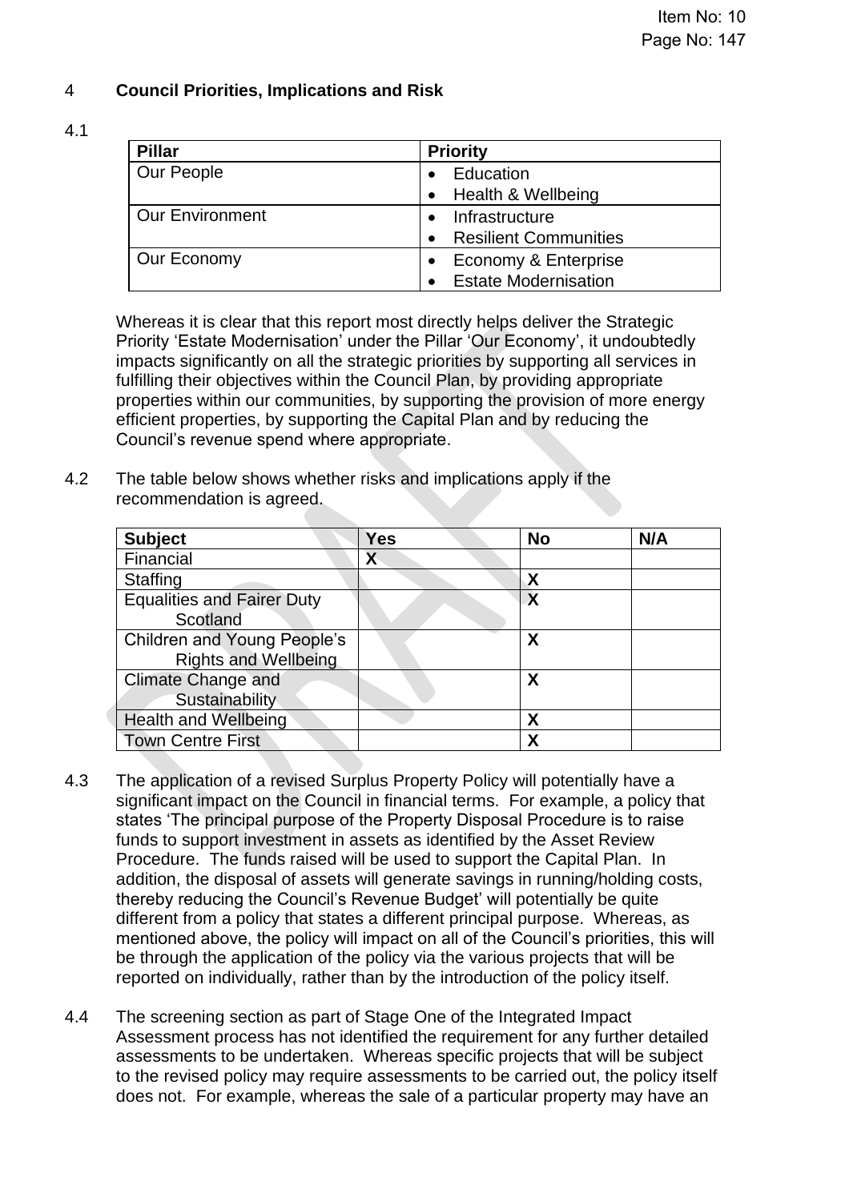## 4 Council Priorities, Implications and Risk

4.1

| Pillar | Priority |
|---|---|
| Our People | • Education<br>• Health & Wellbeing |
| Our Environment | • Infrastructure<br>• Resilient Communities |
| Our Economy | • Economy & Enterprise<br>• Estate Modernisation |

Whereas it is clear that this report most directly helps deliver the Strategic Priority 'Estate Modernisation' under the Pillar 'Our Economy', it undoubtedly impacts significantly on all the strategic priorities by supporting all services in fulfilling their objectives within the Council Plan, by providing appropriate properties within our communities, by supporting the provision of more energy efficient properties, by supporting the Capital Plan and by reducing the Council's revenue spend where appropriate.

4.2 The table below shows whether risks and implications apply if the recommendation is agreed.

| Subject | Yes | No | N/A |
|---|---|---|---|
| Financial | X | | |
| Staffing | | X | |
| Equalities and Fairer Duty Scotland | | X | |
| Children and Young People's Rights and Wellbeing | | X | |
| Climate Change and Sustainability | | X | |
| Health and Wellbeing | | X | |
| Town Centre First | | X | |

4.3 The application of a revised Surplus Property Policy will potentially have a significant impact on the Council in financial terms. For example, a policy that states 'The principal purpose of the Property Disposal Procedure is to raise funds to support investment in assets as identified by the Asset Review Procedure. The funds raised will be used to support the Capital Plan. In addition, the disposal of assets will generate savings in running/holding costs, thereby reducing the Council's Revenue Budget' will potentially be quite different from a policy that states a different principal purpose. Whereas, as mentioned above, the policy will impact on all of the Council's priorities, this will be through the application of the policy via the various projects that will be reported on individually, rather than by the introduction of the policy itself.

4.4 The screening section as part of Stage One of the Integrated Impact Assessment process has not identified the requirement for any further detailed assessments to be undertaken. Whereas specific projects that will be subject to the revised policy may require assessments to be carried out, the policy itself does not. For example, whereas the sale of a particular property may have an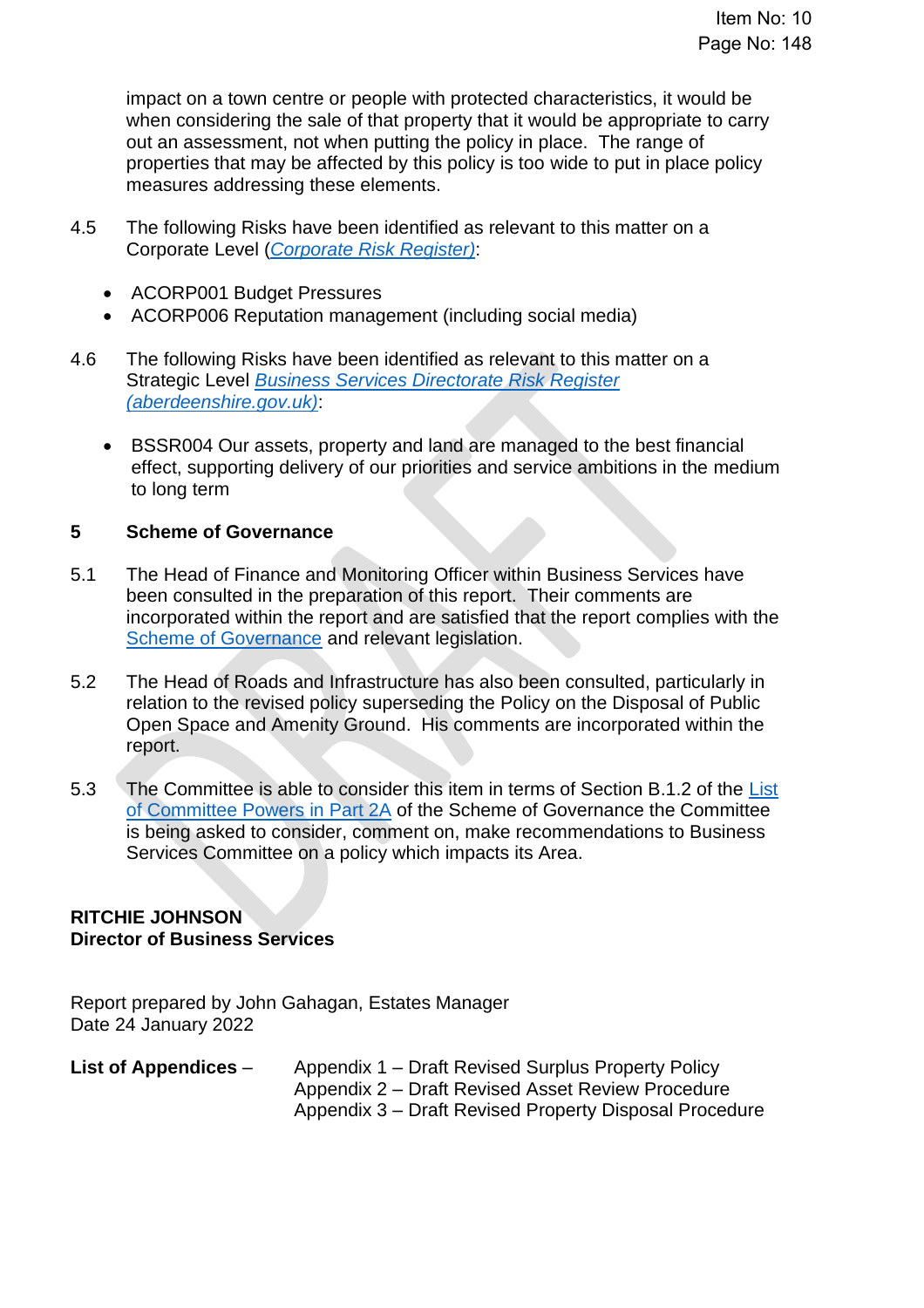impact on a town centre or people with protected characteristics, it would be when considering the sale of that property that it would be appropriate to carry out an assessment, not when putting the policy in place. The range of properties that may be affected by this policy is too wide to put in place policy measures addressing these elements.

4.5 The following Risks have been identified as relevant to this matter on a Corporate Level (*Corporate Risk Register)*:

- ACORP001 Budget Pressures
- ACORP006 Reputation management (including social media)

4.6 The following Risks have been identified as relevant to this matter on a Strategic Level *Business Services Directorate Risk Register (aberdeenshire.gov.uk)*:

- BSSR004 Our assets, property and land are managed to the best financial effect, supporting delivery of our priorities and service ambitions in the medium to long term

## 5 Scheme of Governance

5.1 The Head of Finance and Monitoring Officer within Business Services have been consulted in the preparation of this report. Their comments are incorporated within the report and are satisfied that the report complies with the Scheme of Governance and relevant legislation.

5.2 The Head of Roads and Infrastructure has also been consulted, particularly in relation to the revised policy superseding the Policy on the Disposal of Public Open Space and Amenity Ground. His comments are incorporated within the report.

5.3 The Committee is able to consider this item in terms of Section B.1.2 of the List of Committee Powers in Part 2A of the Scheme of Governance the Committee is being asked to consider, comment on, make recommendations to Business Services Committee on a policy which impacts its Area.

**RITCHIE JOHNSON**
**Director of Business Services**

Report prepared by John Gahagan, Estates Manager
Date 24 January 2022

**List of Appendices** – Appendix 1 – Draft Revised Surplus Property Policy
Appendix 2 – Draft Revised Asset Review Procedure
Appendix 3 – Draft Revised Property Disposal Procedure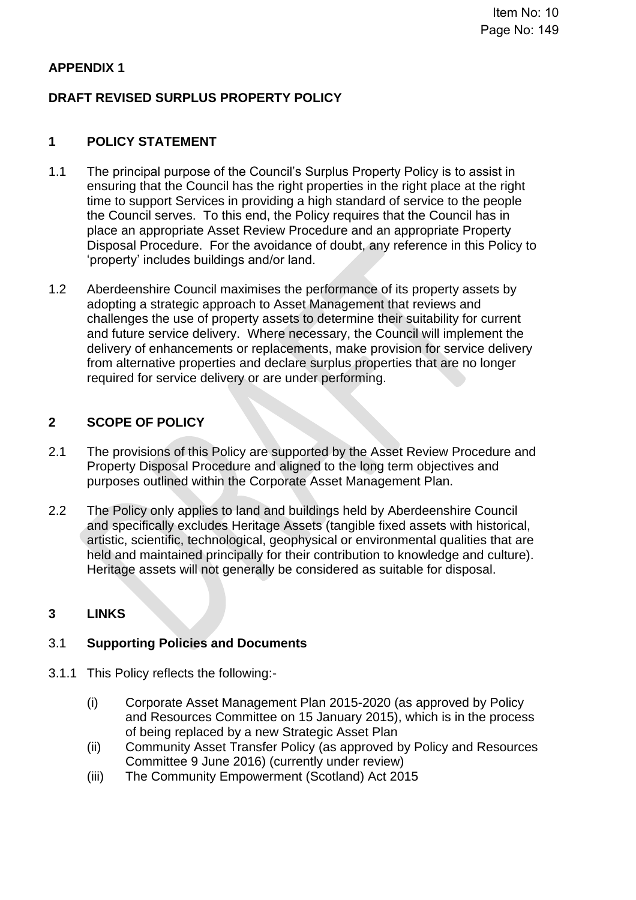**APPENDIX 1**

**DRAFT REVISED SURPLUS PROPERTY POLICY**

## 1 POLICY STATEMENT

1.1 The principal purpose of the Council's Surplus Property Policy is to assist in ensuring that the Council has the right properties in the right place at the right time to support Services in providing a high standard of service to the people the Council serves. To this end, the Policy requires that the Council has in place an appropriate Asset Review Procedure and an appropriate Property Disposal Procedure. For the avoidance of doubt, any reference in this Policy to 'property' includes buildings and/or land.

1.2 Aberdeenshire Council maximises the performance of its property assets by adopting a strategic approach to Asset Management that reviews and challenges the use of property assets to determine their suitability for current and future service delivery. Where necessary, the Council will implement the delivery of enhancements or replacements, make provision for service delivery from alternative properties and declare surplus properties that are no longer required for service delivery or are under performing.

## 2 SCOPE OF POLICY

2.1 The provisions of this Policy are supported by the Asset Review Procedure and Property Disposal Procedure and aligned to the long term objectives and purposes outlined within the Corporate Asset Management Plan.

2.2 The Policy only applies to land and buildings held by Aberdeenshire Council and specifically excludes Heritage Assets (tangible fixed assets with historical, artistic, scientific, technological, geophysical or environmental qualities that are held and maintained principally for their contribution to knowledge and culture). Heritage assets will not generally be considered as suitable for disposal.

## 3 LINKS

### 3.1 Supporting Policies and Documents

3.1.1 This Policy reflects the following:-

(i) Corporate Asset Management Plan 2015-2020 (as approved by Policy and Resources Committee on 15 January 2015), which is in the process of being replaced by a new Strategic Asset Plan
(ii) Community Asset Transfer Policy (as approved by Policy and Resources Committee 9 June 2016) (currently under review)
(iii) The Community Empowerment (Scotland) Act 2015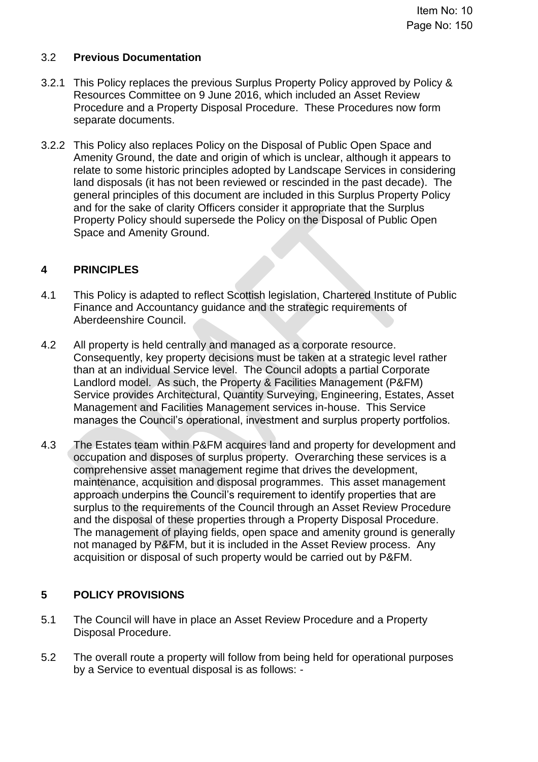### 3.2 Previous Documentation

3.2.1 This Policy replaces the previous Surplus Property Policy approved by Policy & Resources Committee on 9 June 2016, which included an Asset Review Procedure and a Property Disposal Procedure. These Procedures now form separate documents.

3.2.2 This Policy also replaces Policy on the Disposal of Public Open Space and Amenity Ground, the date and origin of which is unclear, although it appears to relate to some historic principles adopted by Landscape Services in considering land disposals (it has not been reviewed or rescinded in the past decade). The general principles of this document are included in this Surplus Property Policy and for the sake of clarity Officers consider it appropriate that the Surplus Property Policy should supersede the Policy on the Disposal of Public Open Space and Amenity Ground.

## 4 PRINCIPLES

4.1 This Policy is adapted to reflect Scottish legislation, Chartered Institute of Public Finance and Accountancy guidance and the strategic requirements of Aberdeenshire Council.

4.2 All property is held centrally and managed as a corporate resource. Consequently, key property decisions must be taken at a strategic level rather than at an individual Service level. The Council adopts a partial Corporate Landlord model. As such, the Property & Facilities Management (P&FM) Service provides Architectural, Quantity Surveying, Engineering, Estates, Asset Management and Facilities Management services in-house. This Service manages the Council's operational, investment and surplus property portfolios.

4.3 The Estates team within P&FM acquires land and property for development and occupation and disposes of surplus property. Overarching these services is a comprehensive asset management regime that drives the development, maintenance, acquisition and disposal programmes. This asset management approach underpins the Council's requirement to identify properties that are surplus to the requirements of the Council through an Asset Review Procedure and the disposal of these properties through a Property Disposal Procedure. The management of playing fields, open space and amenity ground is generally not managed by P&FM, but it is included in the Asset Review process. Any acquisition or disposal of such property would be carried out by P&FM.

## 5 POLICY PROVISIONS

5.1 The Council will have in place an Asset Review Procedure and a Property Disposal Procedure.

5.2 The overall route a property will follow from being held for operational purposes by a Service to eventual disposal is as follows: -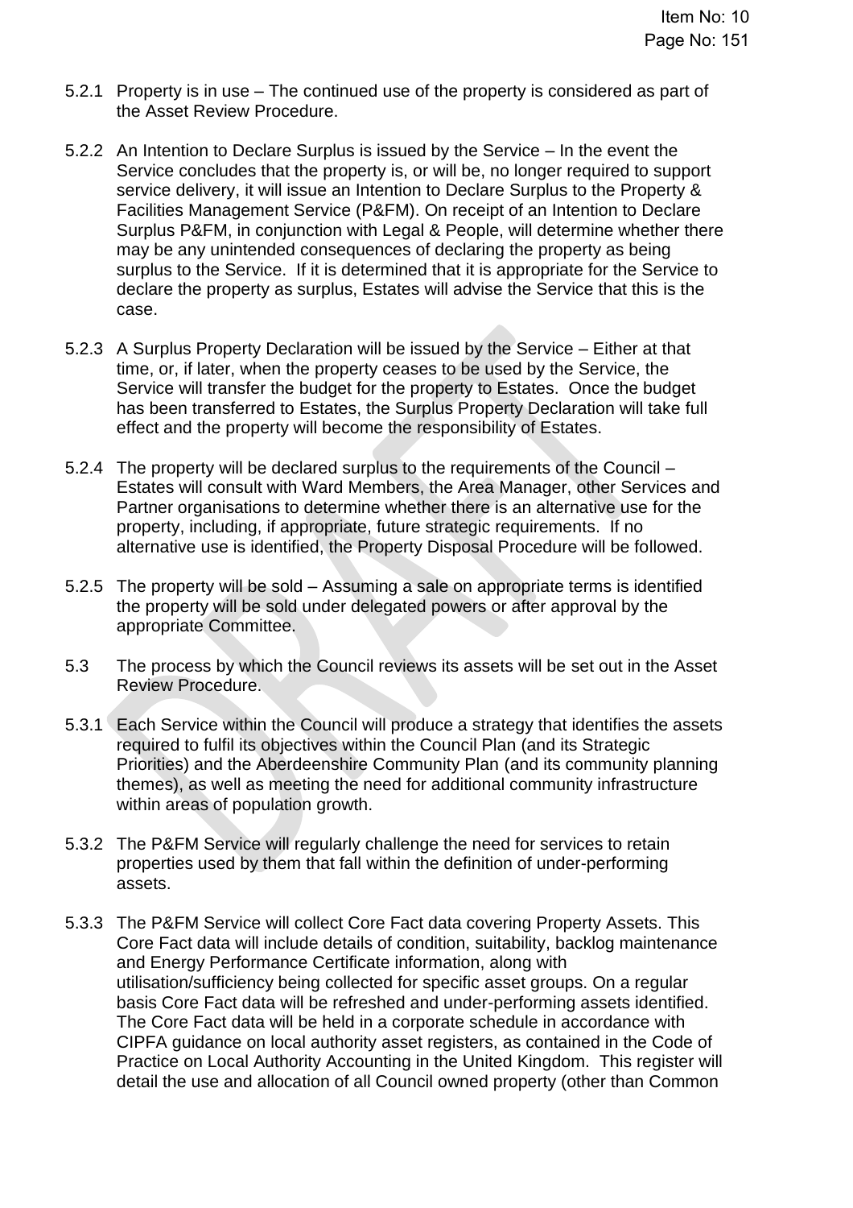5.2.1 Property is in use – The continued use of the property is considered as part of the Asset Review Procedure.

5.2.2 An Intention to Declare Surplus is issued by the Service – In the event the Service concludes that the property is, or will be, no longer required to support service delivery, it will issue an Intention to Declare Surplus to the Property & Facilities Management Service (P&FM). On receipt of an Intention to Declare Surplus P&FM, in conjunction with Legal & People, will determine whether there may be any unintended consequences of declaring the property as being surplus to the Service. If it is determined that it is appropriate for the Service to declare the property as surplus, Estates will advise the Service that this is the case.

5.2.3 A Surplus Property Declaration will be issued by the Service – Either at that time, or, if later, when the property ceases to be used by the Service, the Service will transfer the budget for the property to Estates. Once the budget has been transferred to Estates, the Surplus Property Declaration will take full effect and the property will become the responsibility of Estates.

5.2.4 The property will be declared surplus to the requirements of the Council – Estates will consult with Ward Members, the Area Manager, other Services and Partner organisations to determine whether there is an alternative use for the property, including, if appropriate, future strategic requirements. If no alternative use is identified, the Property Disposal Procedure will be followed.

5.2.5 The property will be sold – Assuming a sale on appropriate terms is identified the property will be sold under delegated powers or after approval by the appropriate Committee.

5.3 The process by which the Council reviews its assets will be set out in the Asset Review Procedure.

5.3.1 Each Service within the Council will produce a strategy that identifies the assets required to fulfil its objectives within the Council Plan (and its Strategic Priorities) and the Aberdeenshire Community Plan (and its community planning themes), as well as meeting the need for additional community infrastructure within areas of population growth.

5.3.2 The P&FM Service will regularly challenge the need for services to retain properties used by them that fall within the definition of under-performing assets.

5.3.3 The P&FM Service will collect Core Fact data covering Property Assets. This Core Fact data will include details of condition, suitability, backlog maintenance and Energy Performance Certificate information, along with utilisation/sufficiency being collected for specific asset groups. On a regular basis Core Fact data will be refreshed and under-performing assets identified. The Core Fact data will be held in a corporate schedule in accordance with CIPFA guidance on local authority asset registers, as contained in the Code of Practice on Local Authority Accounting in the United Kingdom. This register will detail the use and allocation of all Council owned property (other than Common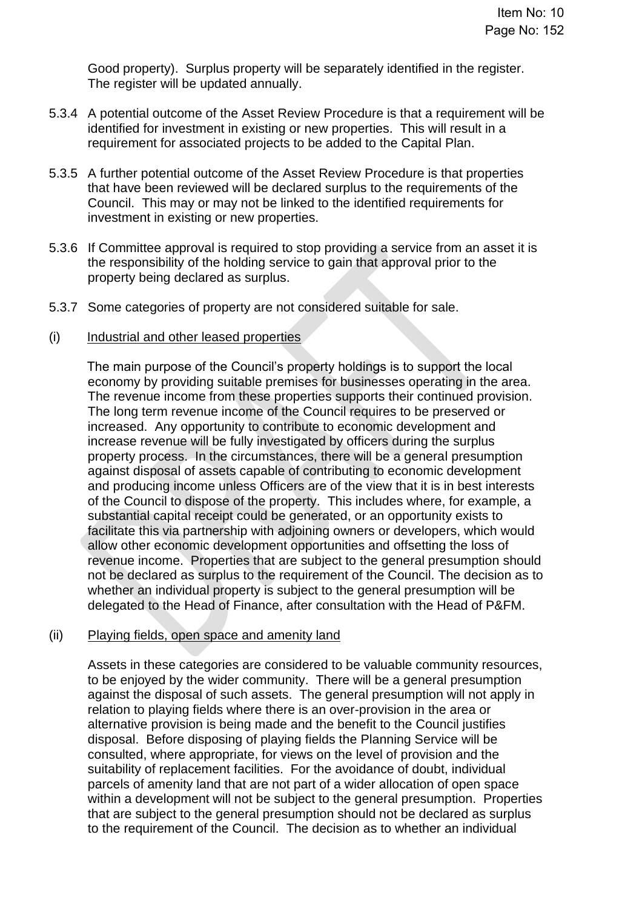Good property). Surplus property will be separately identified in the register. The register will be updated annually.

5.3.4 A potential outcome of the Asset Review Procedure is that a requirement will be identified for investment in existing or new properties. This will result in a requirement for associated projects to be added to the Capital Plan.

5.3.5 A further potential outcome of the Asset Review Procedure is that properties that have been reviewed will be declared surplus to the requirements of the Council. This may or may not be linked to the identified requirements for investment in existing or new properties.

5.3.6 If Committee approval is required to stop providing a service from an asset it is the responsibility of the holding service to gain that approval prior to the property being declared as surplus.

5.3.7 Some categories of property are not considered suitable for sale.

(i) Industrial and other leased properties

The main purpose of the Council's property holdings is to support the local economy by providing suitable premises for businesses operating in the area. The revenue income from these properties supports their continued provision. The long term revenue income of the Council requires to be preserved or increased. Any opportunity to contribute to economic development and increase revenue will be fully investigated by officers during the surplus property process. In the circumstances, there will be a general presumption against disposal of assets capable of contributing to economic development and producing income unless Officers are of the view that it is in best interests of the Council to dispose of the property. This includes where, for example, a substantial capital receipt could be generated, or an opportunity exists to facilitate this via partnership with adjoining owners or developers, which would allow other economic development opportunities and offsetting the loss of revenue income. Properties that are subject to the general presumption should not be declared as surplus to the requirement of the Council. The decision as to whether an individual property is subject to the general presumption will be delegated to the Head of Finance, after consultation with the Head of P&FM.

(ii) Playing fields, open space and amenity land

Assets in these categories are considered to be valuable community resources, to be enjoyed by the wider community. There will be a general presumption against the disposal of such assets. The general presumption will not apply in relation to playing fields where there is an over-provision in the area or alternative provision is being made and the benefit to the Council justifies disposal. Before disposing of playing fields the Planning Service will be consulted, where appropriate, for views on the level of provision and the suitability of replacement facilities. For the avoidance of doubt, individual parcels of amenity land that are not part of a wider allocation of open space within a development will not be subject to the general presumption. Properties that are subject to the general presumption should not be declared as surplus to the requirement of the Council. The decision as to whether an individual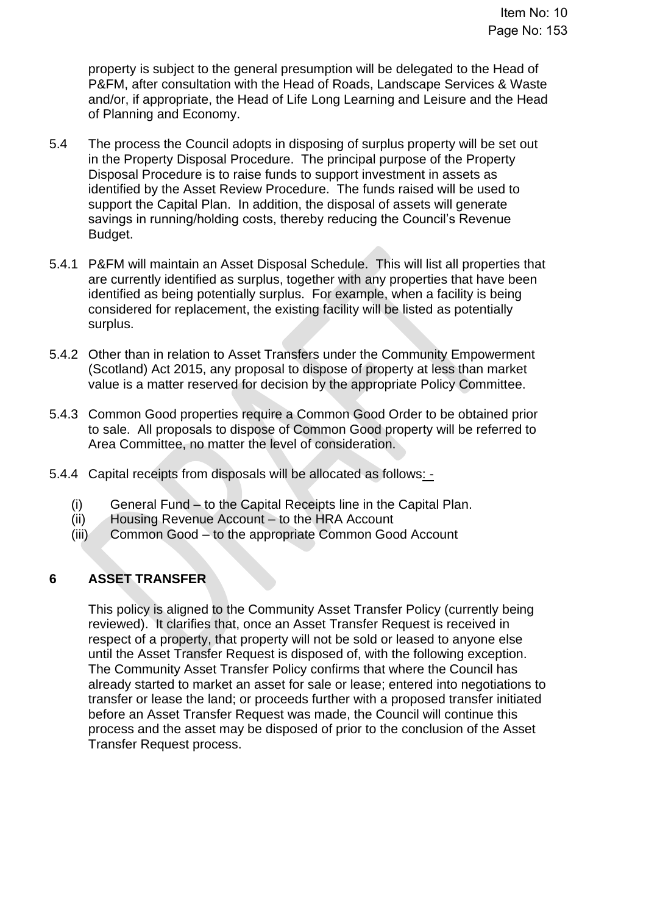property is subject to the general presumption will be delegated to the Head of P&FM, after consultation with the Head of Roads, Landscape Services & Waste and/or, if appropriate, the Head of Life Long Learning and Leisure and the Head of Planning and Economy.

5.4 The process the Council adopts in disposing of surplus property will be set out in the Property Disposal Procedure. The principal purpose of the Property Disposal Procedure is to raise funds to support investment in assets as identified by the Asset Review Procedure. The funds raised will be used to support the Capital Plan. In addition, the disposal of assets will generate savings in running/holding costs, thereby reducing the Council's Revenue Budget.

5.4.1 P&FM will maintain an Asset Disposal Schedule. This will list all properties that are currently identified as surplus, together with any properties that have been identified as being potentially surplus. For example, when a facility is being considered for replacement, the existing facility will be listed as potentially surplus.

5.4.2 Other than in relation to Asset Transfers under the Community Empowerment (Scotland) Act 2015, any proposal to dispose of property at less than market value is a matter reserved for decision by the appropriate Policy Committee.

5.4.3 Common Good properties require a Common Good Order to be obtained prior to sale. All proposals to dispose of Common Good property will be referred to Area Committee, no matter the level of consideration.

5.4.4 Capital receipts from disposals will be allocated as follows: -

(i) General Fund – to the Capital Receipts line in the Capital Plan.
(ii) Housing Revenue Account – to the HRA Account
(iii) Common Good – to the appropriate Common Good Account

## 6 ASSET TRANSFER

This policy is aligned to the Community Asset Transfer Policy (currently being reviewed). It clarifies that, once an Asset Transfer Request is received in respect of a property, that property will not be sold or leased to anyone else until the Asset Transfer Request is disposed of, with the following exception. The Community Asset Transfer Policy confirms that where the Council has already started to market an asset for sale or lease; entered into negotiations to transfer or lease the land; or proceeds further with a proposed transfer initiated before an Asset Transfer Request was made, the Council will continue this process and the asset may be disposed of prior to the conclusion of the Asset Transfer Request process.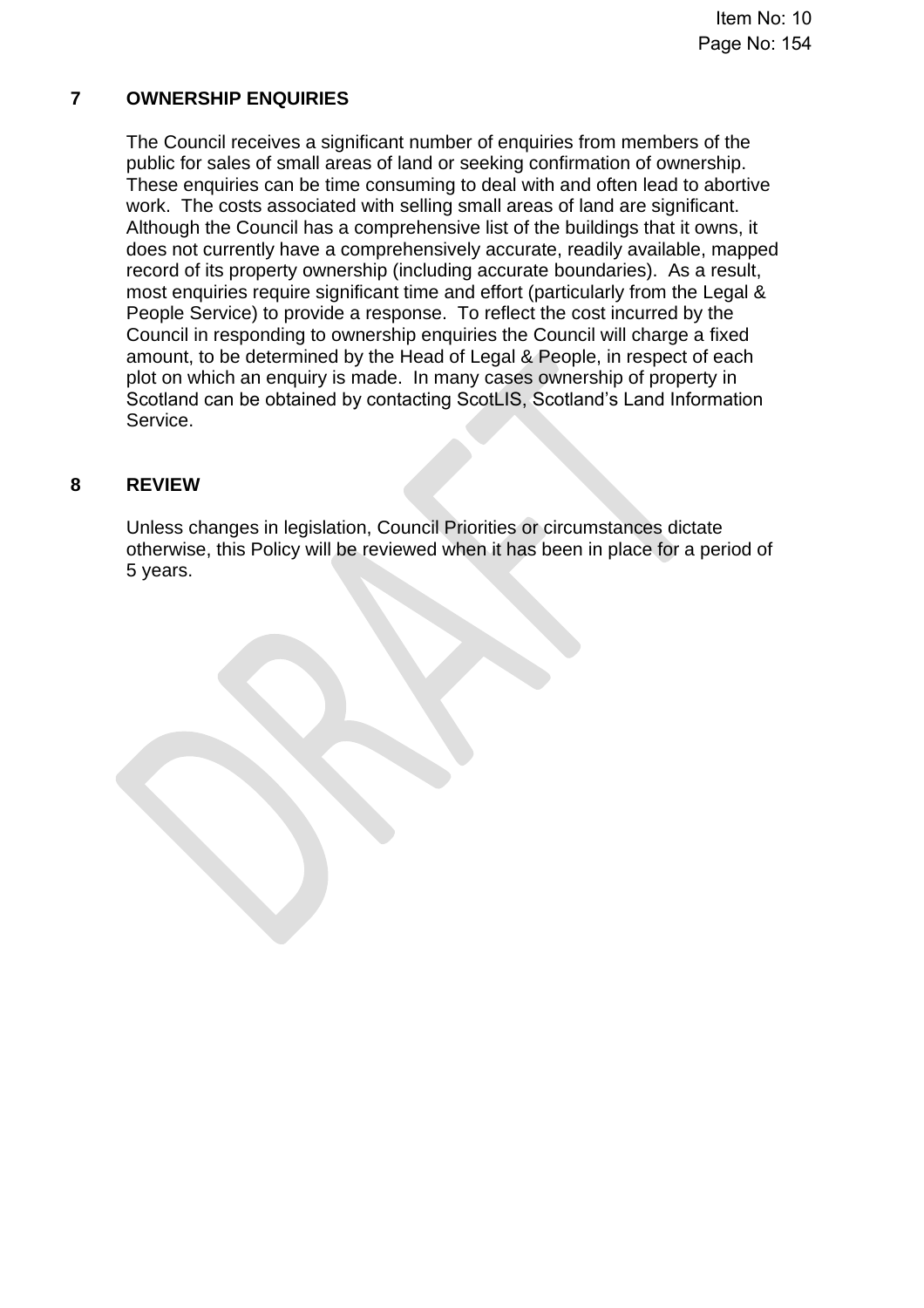## 7 OWNERSHIP ENQUIRIES

The Council receives a significant number of enquiries from members of the public for sales of small areas of land or seeking confirmation of ownership. These enquiries can be time consuming to deal with and often lead to abortive work. The costs associated with selling small areas of land are significant. Although the Council has a comprehensive list of the buildings that it owns, it does not currently have a comprehensively accurate, readily available, mapped record of its property ownership (including accurate boundaries). As a result, most enquiries require significant time and effort (particularly from the Legal & People Service) to provide a response. To reflect the cost incurred by the Council in responding to ownership enquiries the Council will charge a fixed amount, to be determined by the Head of Legal & People, in respect of each plot on which an enquiry is made. In many cases ownership of property in Scotland can be obtained by contacting ScotLIS, Scotland's Land Information Service.

## 8 REVIEW

Unless changes in legislation, Council Priorities or circumstances dictate otherwise, this Policy will be reviewed when it has been in place for a period of 5 years.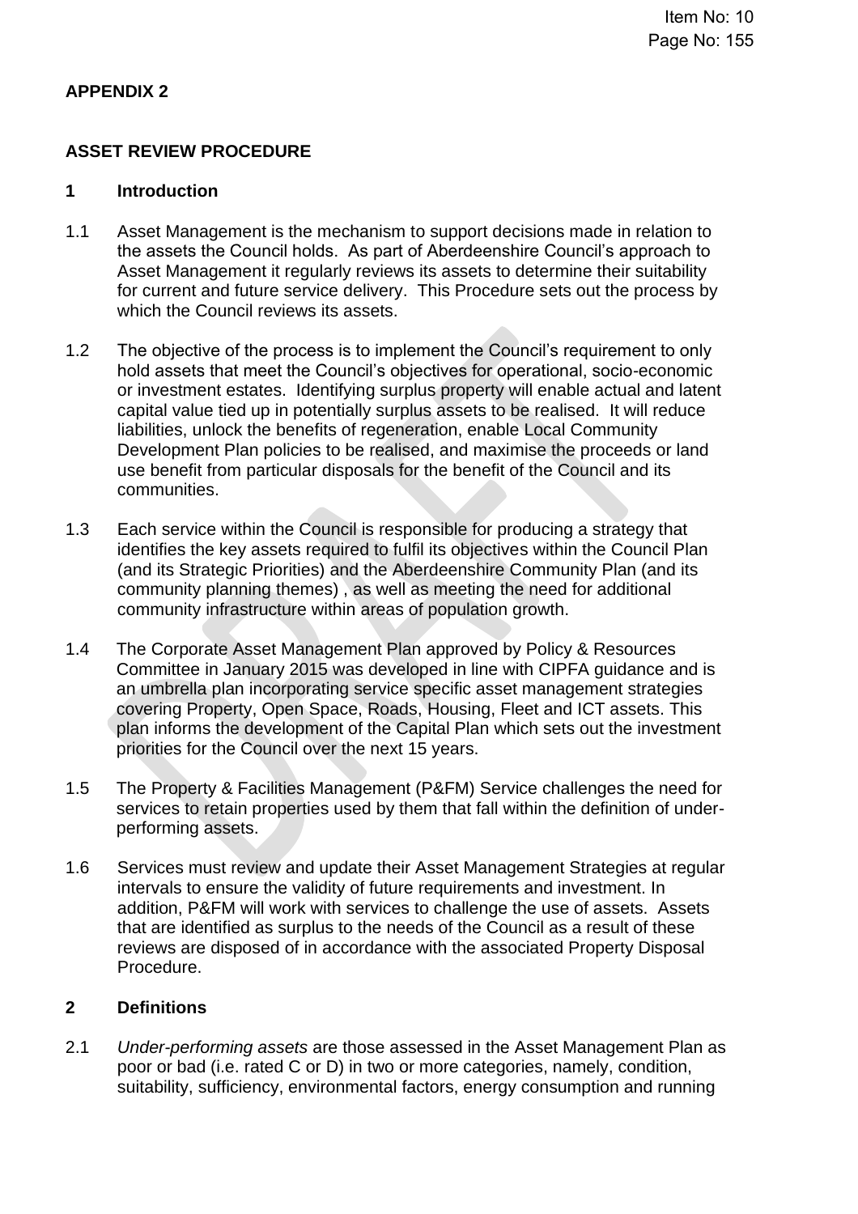**APPENDIX 2**

**ASSET REVIEW PROCEDURE**

## 1 Introduction

1.1 Asset Management is the mechanism to support decisions made in relation to the assets the Council holds. As part of Aberdeenshire Council's approach to Asset Management it regularly reviews its assets to determine their suitability for current and future service delivery. This Procedure sets out the process by which the Council reviews its assets.

1.2 The objective of the process is to implement the Council's requirement to only hold assets that meet the Council's objectives for operational, socio-economic or investment estates. Identifying surplus property will enable actual and latent capital value tied up in potentially surplus assets to be realised. It will reduce liabilities, unlock the benefits of regeneration, enable Local Community Development Plan policies to be realised, and maximise the proceeds or land use benefit from particular disposals for the benefit of the Council and its communities.

1.3 Each service within the Council is responsible for producing a strategy that identifies the key assets required to fulfil its objectives within the Council Plan (and its Strategic Priorities) and the Aberdeenshire Community Plan (and its community planning themes) , as well as meeting the need for additional community infrastructure within areas of population growth.

1.4 The Corporate Asset Management Plan approved by Policy & Resources Committee in January 2015 was developed in line with CIPFA guidance and is an umbrella plan incorporating service specific asset management strategies covering Property, Open Space, Roads, Housing, Fleet and ICT assets. This plan informs the development of the Capital Plan which sets out the investment priorities for the Council over the next 15 years.

1.5 The Property & Facilities Management (P&FM) Service challenges the need for services to retain properties used by them that fall within the definition of under-performing assets.

1.6 Services must review and update their Asset Management Strategies at regular intervals to ensure the validity of future requirements and investment. In addition, P&FM will work with services to challenge the use of assets. Assets that are identified as surplus to the needs of the Council as a result of these reviews are disposed of in accordance with the associated Property Disposal Procedure.

## 2 Definitions

2.1 *Under-performing assets* are those assessed in the Asset Management Plan as poor or bad (i.e. rated C or D) in two or more categories, namely, condition, suitability, sufficiency, environmental factors, energy consumption and running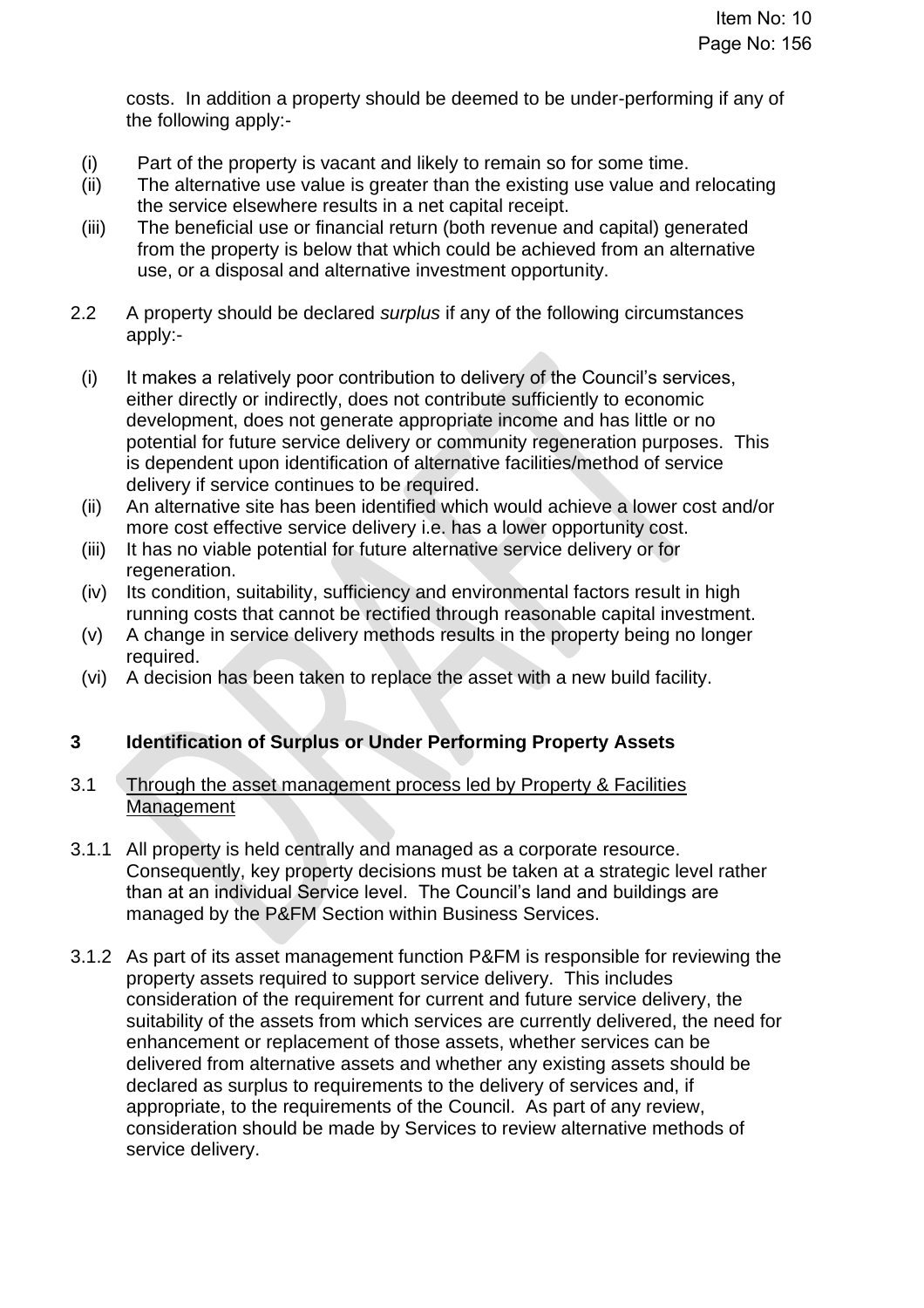costs. In addition a property should be deemed to be under-performing if any of the following apply:-

(i) Part of the property is vacant and likely to remain so for some time.
(ii) The alternative use value is greater than the existing use value and relocating the service elsewhere results in a net capital receipt.
(iii) The beneficial use or financial return (both revenue and capital) generated from the property is below that which could be achieved from an alternative use, or a disposal and alternative investment opportunity.

2.2 A property should be declared *surplus* if any of the following circumstances apply:-

(i) It makes a relatively poor contribution to delivery of the Council's services, either directly or indirectly, does not contribute sufficiently to economic development, does not generate appropriate income and has little or no potential for future service delivery or community regeneration purposes. This is dependent upon identification of alternative facilities/method of service delivery if service continues to be required.
(ii) An alternative site has been identified which would achieve a lower cost and/or more cost effective service delivery i.e. has a lower opportunity cost.
(iii) It has no viable potential for future alternative service delivery or for regeneration.
(iv) Its condition, suitability, sufficiency and environmental factors result in high running costs that cannot be rectified through reasonable capital investment.
(v) A change in service delivery methods results in the property being no longer required.
(vi) A decision has been taken to replace the asset with a new build facility.

## 3 Identification of Surplus or Under Performing Property Assets

3.1 Through the asset management process led by Property & Facilities Management

3.1.1 All property is held centrally and managed as a corporate resource. Consequently, key property decisions must be taken at a strategic level rather than at an individual Service level. The Council's land and buildings are managed by the P&FM Section within Business Services.

3.1.2 As part of its asset management function P&FM is responsible for reviewing the property assets required to support service delivery. This includes consideration of the requirement for current and future service delivery, the suitability of the assets from which services are currently delivered, the need for enhancement or replacement of those assets, whether services can be delivered from alternative assets and whether any existing assets should be declared as surplus to requirements to the delivery of services and, if appropriate, to the requirements of the Council. As part of any review, consideration should be made by Services to review alternative methods of service delivery.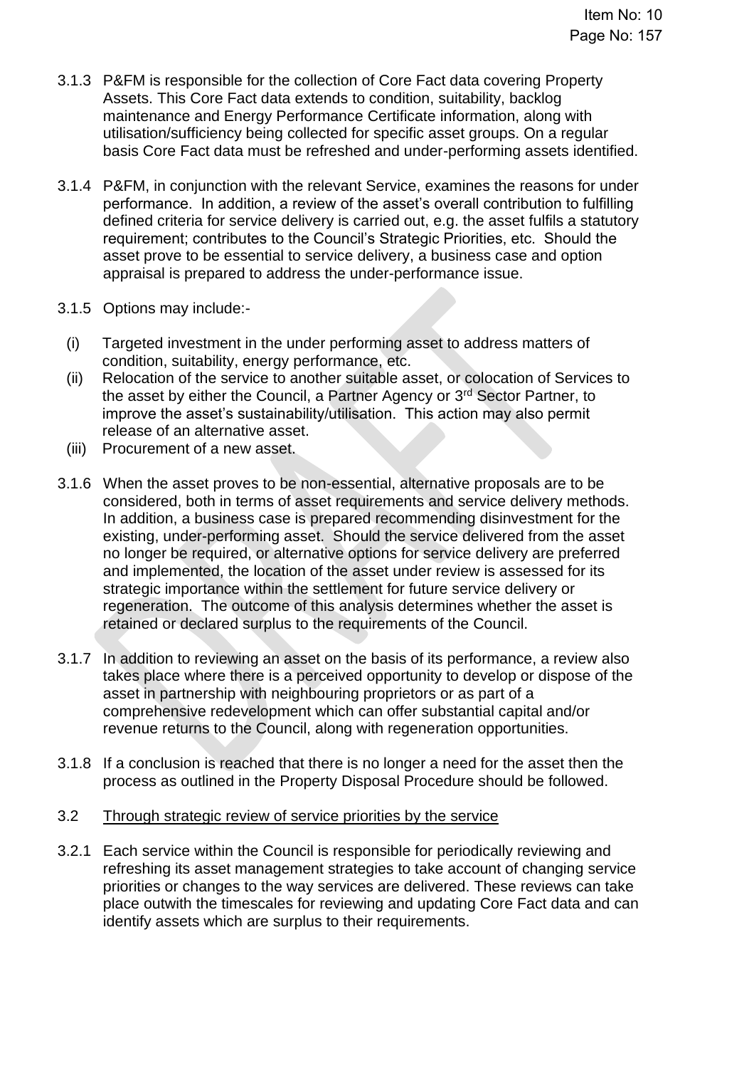3.1.3 P&FM is responsible for the collection of Core Fact data covering Property Assets. This Core Fact data extends to condition, suitability, backlog maintenance and Energy Performance Certificate information, along with utilisation/sufficiency being collected for specific asset groups. On a regular basis Core Fact data must be refreshed and under-performing assets identified.

3.1.4 P&FM, in conjunction with the relevant Service, examines the reasons for under performance. In addition, a review of the asset's overall contribution to fulfilling defined criteria for service delivery is carried out, e.g. the asset fulfils a statutory requirement; contributes to the Council's Strategic Priorities, etc. Should the asset prove to be essential to service delivery, a business case and option appraisal is prepared to address the under-performance issue.

3.1.5 Options may include:-

(i) Targeted investment in the under performing asset to address matters of condition, suitability, energy performance, etc.

(ii) Relocation of the service to another suitable asset, or colocation of Services to the asset by either the Council, a Partner Agency or 3rd Sector Partner, to improve the asset's sustainability/utilisation. This action may also permit release of an alternative asset.

(iii) Procurement of a new asset.

3.1.6 When the asset proves to be non-essential, alternative proposals are to be considered, both in terms of asset requirements and service delivery methods. In addition, a business case is prepared recommending disinvestment for the existing, under-performing asset. Should the service delivered from the asset no longer be required, or alternative options for service delivery are preferred and implemented, the location of the asset under review is assessed for its strategic importance within the settlement for future service delivery or regeneration. The outcome of this analysis determines whether the asset is retained or declared surplus to the requirements of the Council.

3.1.7 In addition to reviewing an asset on the basis of its performance, a review also takes place where there is a perceived opportunity to develop or dispose of the asset in partnership with neighbouring proprietors or as part of a comprehensive redevelopment which can offer substantial capital and/or revenue returns to the Council, along with regeneration opportunities.

3.1.8 If a conclusion is reached that there is no longer a need for the asset then the process as outlined in the Property Disposal Procedure should be followed.

3.2 Through strategic review of service priorities by the service

3.2.1 Each service within the Council is responsible for periodically reviewing and refreshing its asset management strategies to take account of changing service priorities or changes to the way services are delivered. These reviews can take place outwith the timescales for reviewing and updating Core Fact data and can identify assets which are surplus to their requirements.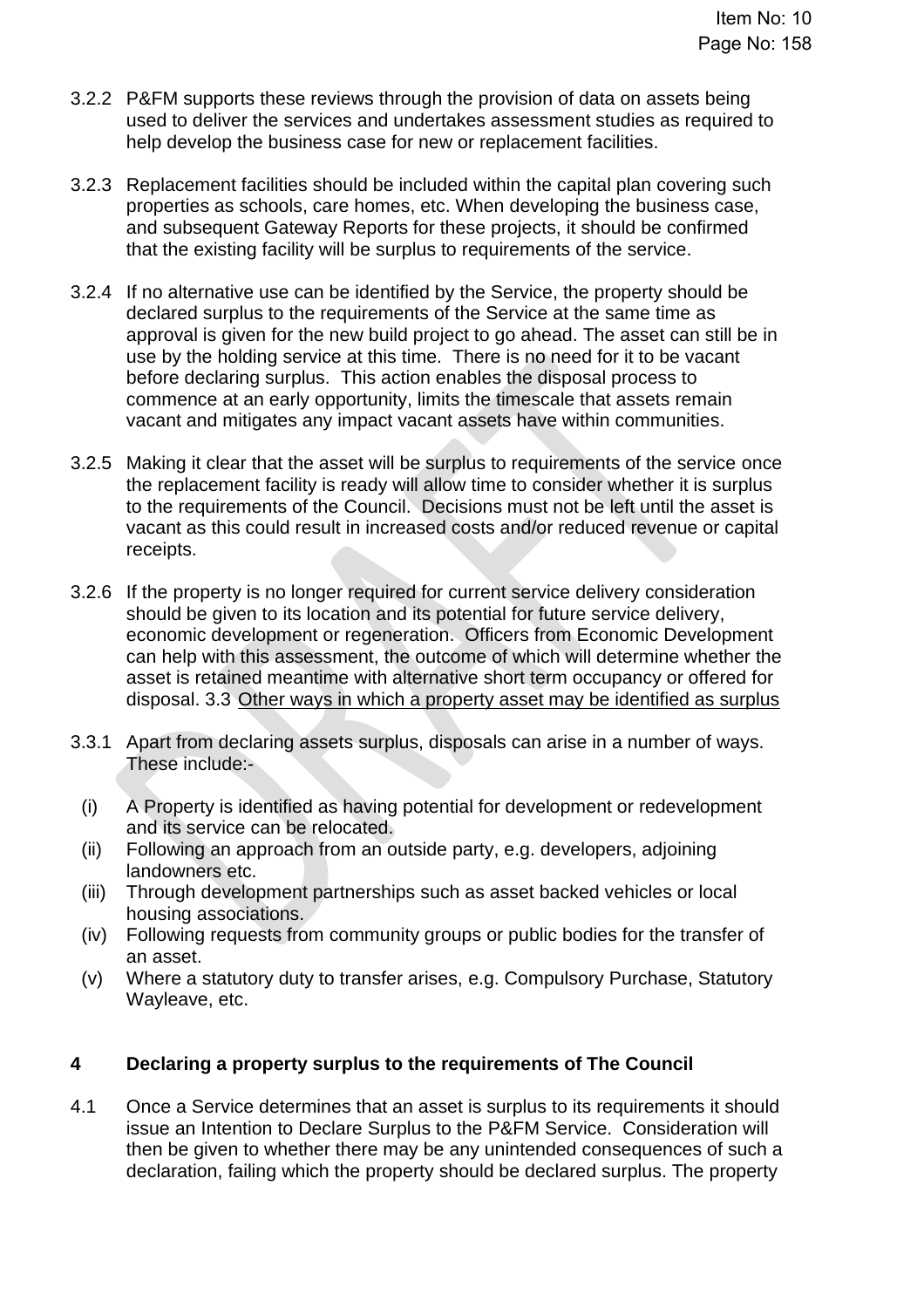3.2.2 P&FM supports these reviews through the provision of data on assets being used to deliver the services and undertakes assessment studies as required to help develop the business case for new or replacement facilities.

3.2.3 Replacement facilities should be included within the capital plan covering such properties as schools, care homes, etc. When developing the business case, and subsequent Gateway Reports for these projects, it should be confirmed that the existing facility will be surplus to requirements of the service.

3.2.4 If no alternative use can be identified by the Service, the property should be declared surplus to the requirements of the Service at the same time as approval is given for the new build project to go ahead. The asset can still be in use by the holding service at this time. There is no need for it to be vacant before declaring surplus. This action enables the disposal process to commence at an early opportunity, limits the timescale that assets remain vacant and mitigates any impact vacant assets have within communities.

3.2.5 Making it clear that the asset will be surplus to requirements of the service once the replacement facility is ready will allow time to consider whether it is surplus to the requirements of the Council. Decisions must not be left until the asset is vacant as this could result in increased costs and/or reduced revenue or capital receipts.

3.2.6 If the property is no longer required for current service delivery consideration should be given to its location and its potential for future service delivery, economic development or regeneration. Officers from Economic Development can help with this assessment, the outcome of which will determine whether the asset is retained meantime with alternative short term occupancy or offered for disposal. 3.3 Other ways in which a property asset may be identified as surplus

3.3.1 Apart from declaring assets surplus, disposals can arise in a number of ways. These include:-

(i) A Property is identified as having potential for development or redevelopment and its service can be relocated.
(ii) Following an approach from an outside party, e.g. developers, adjoining landowners etc.
(iii) Through development partnerships such as asset backed vehicles or local housing associations.
(iv) Following requests from community groups or public bodies for the transfer of an asset.
(v) Where a statutory duty to transfer arises, e.g. Compulsory Purchase, Statutory Wayleave, etc.

## 4 Declaring a property surplus to the requirements of The Council

4.1 Once a Service determines that an asset is surplus to its requirements it should issue an Intention to Declare Surplus to the P&FM Service. Consideration will then be given to whether there may be any unintended consequences of such a declaration, failing which the property should be declared surplus. The property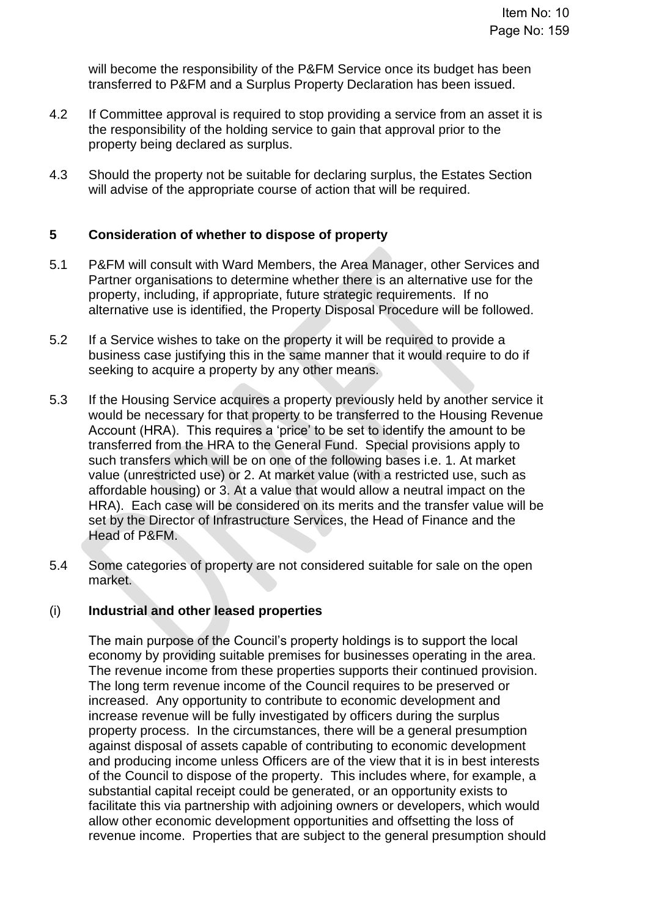will become the responsibility of the P&FM Service once its budget has been transferred to P&FM and a Surplus Property Declaration has been issued.

4.2 If Committee approval is required to stop providing a service from an asset it is the responsibility of the holding service to gain that approval prior to the property being declared as surplus.

4.3 Should the property not be suitable for declaring surplus, the Estates Section will advise of the appropriate course of action that will be required.

## 5 Consideration of whether to dispose of property

5.1 P&FM will consult with Ward Members, the Area Manager, other Services and Partner organisations to determine whether there is an alternative use for the property, including, if appropriate, future strategic requirements. If no alternative use is identified, the Property Disposal Procedure will be followed.

5.2 If a Service wishes to take on the property it will be required to provide a business case justifying this in the same manner that it would require to do if seeking to acquire a property by any other means.

5.3 If the Housing Service acquires a property previously held by another service it would be necessary for that property to be transferred to the Housing Revenue Account (HRA). This requires a 'price' to be set to identify the amount to be transferred from the HRA to the General Fund. Special provisions apply to such transfers which will be on one of the following bases i.e. 1. At market value (unrestricted use) or 2. At market value (with a restricted use, such as affordable housing) or 3. At a value that would allow a neutral impact on the HRA). Each case will be considered on its merits and the transfer value will be set by the Director of Infrastructure Services, the Head of Finance and the Head of P&FM.

5.4 Some categories of property are not considered suitable for sale on the open market.

(i) **Industrial and other leased properties**

The main purpose of the Council's property holdings is to support the local economy by providing suitable premises for businesses operating in the area. The revenue income from these properties supports their continued provision. The long term revenue income of the Council requires to be preserved or increased. Any opportunity to contribute to economic development and increase revenue will be fully investigated by officers during the surplus property process. In the circumstances, there will be a general presumption against disposal of assets capable of contributing to economic development and producing income unless Officers are of the view that it is in best interests of the Council to dispose of the property. This includes where, for example, a substantial capital receipt could be generated, or an opportunity exists to facilitate this via partnership with adjoining owners or developers, which would allow other economic development opportunities and offsetting the loss of revenue income. Properties that are subject to the general presumption should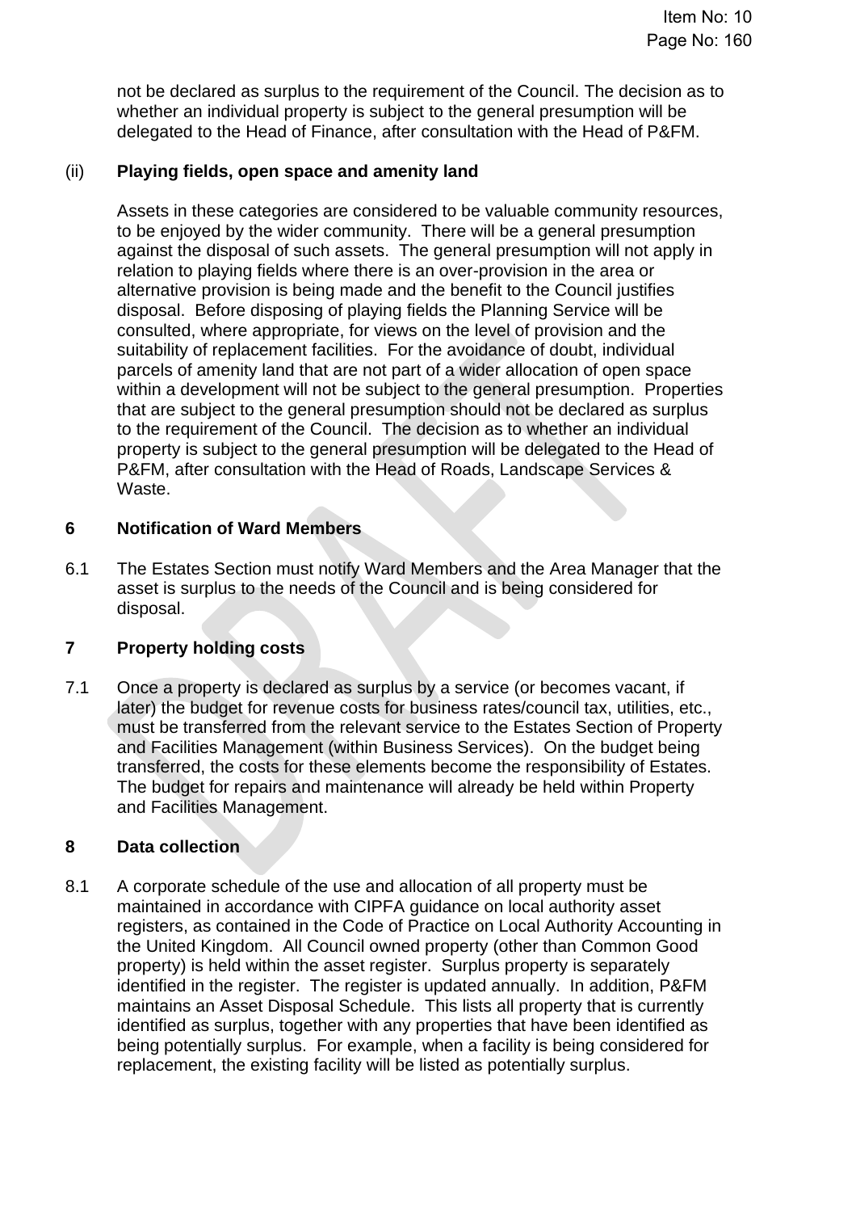not be declared as surplus to the requirement of the Council. The decision as to whether an individual property is subject to the general presumption will be delegated to the Head of Finance, after consultation with the Head of P&FM.

(ii) **Playing fields, open space and amenity land**

Assets in these categories are considered to be valuable community resources, to be enjoyed by the wider community. There will be a general presumption against the disposal of such assets. The general presumption will not apply in relation to playing fields where there is an over-provision in the area or alternative provision is being made and the benefit to the Council justifies disposal. Before disposing of playing fields the Planning Service will be consulted, where appropriate, for views on the level of provision and the suitability of replacement facilities. For the avoidance of doubt, individual parcels of amenity land that are not part of a wider allocation of open space within a development will not be subject to the general presumption. Properties that are subject to the general presumption should not be declared as surplus to the requirement of the Council. The decision as to whether an individual property is subject to the general presumption will be delegated to the Head of P&FM, after consultation with the Head of Roads, Landscape Services & Waste.

## 6 Notification of Ward Members

6.1 The Estates Section must notify Ward Members and the Area Manager that the asset is surplus to the needs of the Council and is being considered for disposal.

## 7 Property holding costs

7.1 Once a property is declared as surplus by a service (or becomes vacant, if later) the budget for revenue costs for business rates/council tax, utilities, etc., must be transferred from the relevant service to the Estates Section of Property and Facilities Management (within Business Services). On the budget being transferred, the costs for these elements become the responsibility of Estates. The budget for repairs and maintenance will already be held within Property and Facilities Management.

## 8 Data collection

8.1 A corporate schedule of the use and allocation of all property must be maintained in accordance with CIPFA guidance on local authority asset registers, as contained in the Code of Practice on Local Authority Accounting in the United Kingdom. All Council owned property (other than Common Good property) is held within the asset register. Surplus property is separately identified in the register. The register is updated annually. In addition, P&FM maintains an Asset Disposal Schedule. This lists all property that is currently identified as surplus, together with any properties that have been identified as being potentially surplus. For example, when a facility is being considered for replacement, the existing facility will be listed as potentially surplus.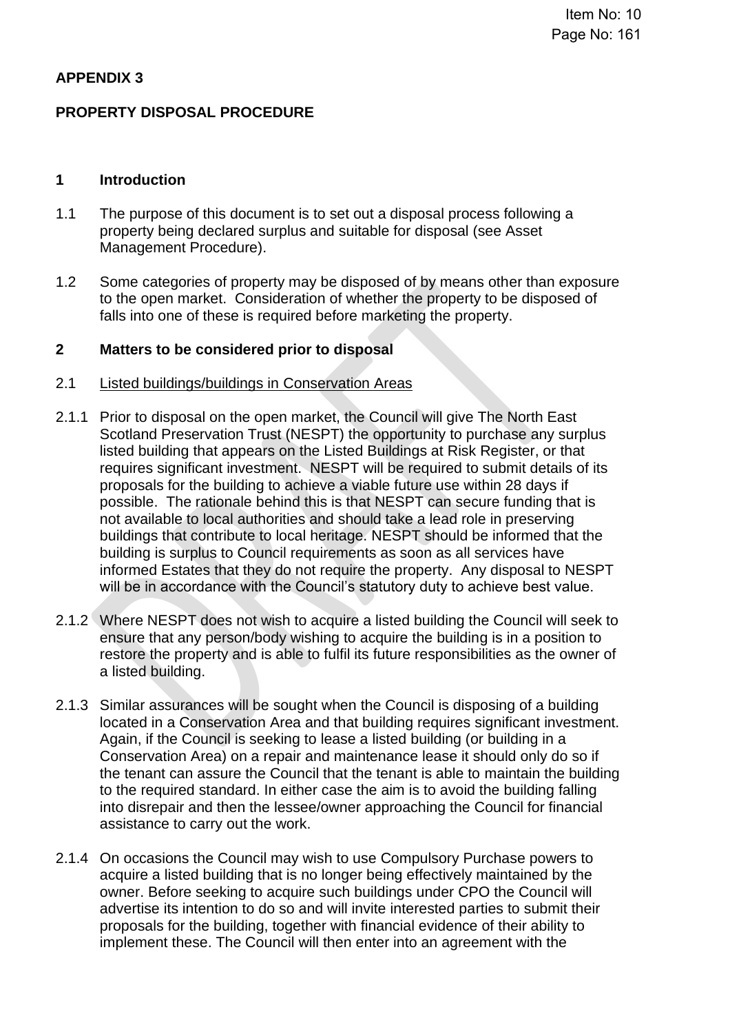**APPENDIX 3**

**PROPERTY DISPOSAL PROCEDURE**

## 1 Introduction

1.1 The purpose of this document is to set out a disposal process following a property being declared surplus and suitable for disposal (see Asset Management Procedure).

1.2 Some categories of property may be disposed of by means other than exposure to the open market. Consideration of whether the property to be disposed of falls into one of these is required before marketing the property.

## 2 Matters to be considered prior to disposal

2.1 Listed buildings/buildings in Conservation Areas

2.1.1 Prior to disposal on the open market, the Council will give The North East Scotland Preservation Trust (NESPT) the opportunity to purchase any surplus listed building that appears on the Listed Buildings at Risk Register, or that requires significant investment. NESPT will be required to submit details of its proposals for the building to achieve a viable future use within 28 days if possible. The rationale behind this is that NESPT can secure funding that is not available to local authorities and should take a lead role in preserving buildings that contribute to local heritage. NESPT should be informed that the building is surplus to Council requirements as soon as all services have informed Estates that they do not require the property. Any disposal to NESPT will be in accordance with the Council's statutory duty to achieve best value.

2.1.2 Where NESPT does not wish to acquire a listed building the Council will seek to ensure that any person/body wishing to acquire the building is in a position to restore the property and is able to fulfil its future responsibilities as the owner of a listed building.

2.1.3 Similar assurances will be sought when the Council is disposing of a building located in a Conservation Area and that building requires significant investment. Again, if the Council is seeking to lease a listed building (or building in a Conservation Area) on a repair and maintenance lease it should only do so if the tenant can assure the Council that the tenant is able to maintain the building to the required standard. In either case the aim is to avoid the building falling into disrepair and then the lessee/owner approaching the Council for financial assistance to carry out the work.

2.1.4 On occasions the Council may wish to use Compulsory Purchase powers to acquire a listed building that is no longer being effectively maintained by the owner. Before seeking to acquire such buildings under CPO the Council will advertise its intention to do so and will invite interested parties to submit their proposals for the building, together with financial evidence of their ability to implement these. The Council will then enter into an agreement with the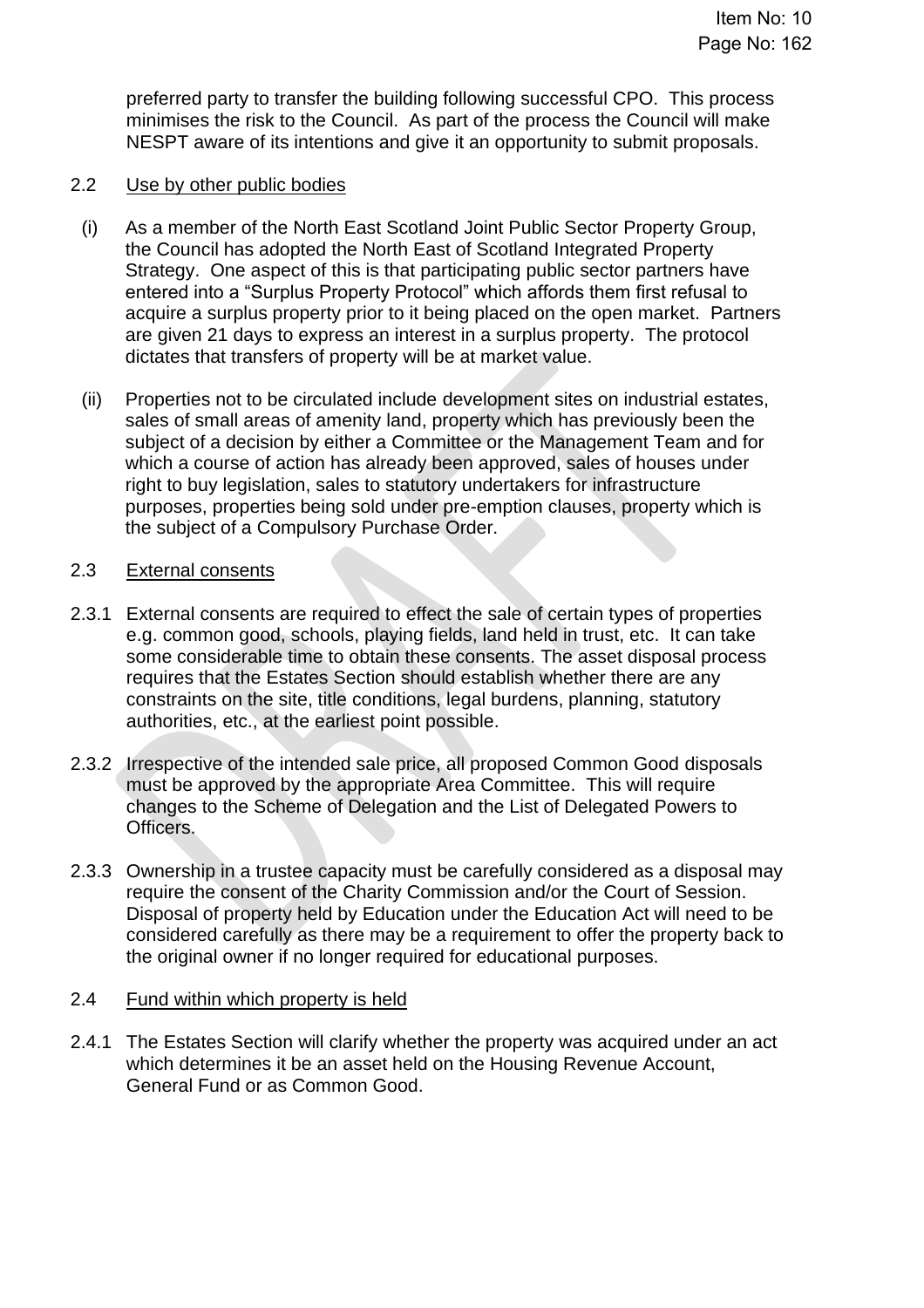preferred party to transfer the building following successful CPO. This process minimises the risk to the Council. As part of the process the Council will make NESPT aware of its intentions and give it an opportunity to submit proposals.

2.2 Use by other public bodies

(i) As a member of the North East Scotland Joint Public Sector Property Group, the Council has adopted the North East of Scotland Integrated Property Strategy. One aspect of this is that participating public sector partners have entered into a "Surplus Property Protocol" which affords them first refusal to acquire a surplus property prior to it being placed on the open market. Partners are given 21 days to express an interest in a surplus property. The protocol dictates that transfers of property will be at market value.

(ii) Properties not to be circulated include development sites on industrial estates, sales of small areas of amenity land, property which has previously been the subject of a decision by either a Committee or the Management Team and for which a course of action has already been approved, sales of houses under right to buy legislation, sales to statutory undertakers for infrastructure purposes, properties being sold under pre-emption clauses, property which is the subject of a Compulsory Purchase Order.

2.3 External consents

2.3.1 External consents are required to effect the sale of certain types of properties e.g. common good, schools, playing fields, land held in trust, etc. It can take some considerable time to obtain these consents. The asset disposal process requires that the Estates Section should establish whether there are any constraints on the site, title conditions, legal burdens, planning, statutory authorities, etc., at the earliest point possible.

2.3.2 Irrespective of the intended sale price, all proposed Common Good disposals must be approved by the appropriate Area Committee. This will require changes to the Scheme of Delegation and the List of Delegated Powers to Officers.

2.3.3 Ownership in a trustee capacity must be carefully considered as a disposal may require the consent of the Charity Commission and/or the Court of Session. Disposal of property held by Education under the Education Act will need to be considered carefully as there may be a requirement to offer the property back to the original owner if no longer required for educational purposes.

2.4 Fund within which property is held

2.4.1 The Estates Section will clarify whether the property was acquired under an act which determines it be an asset held on the Housing Revenue Account, General Fund or as Common Good.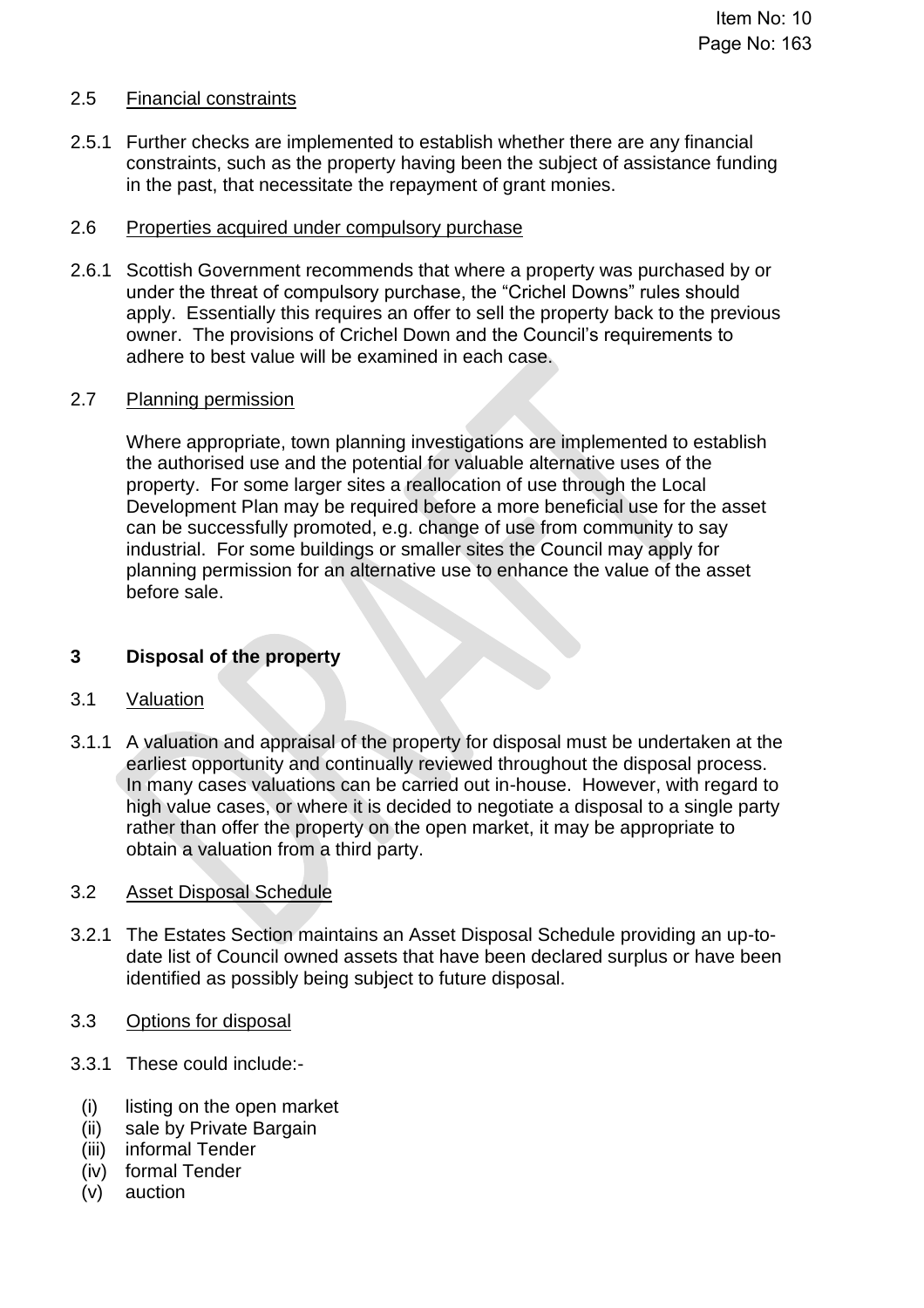2.5 Financial constraints

2.5.1 Further checks are implemented to establish whether there are any financial constraints, such as the property having been the subject of assistance funding in the past, that necessitate the repayment of grant monies.

2.6 Properties acquired under compulsory purchase

2.6.1 Scottish Government recommends that where a property was purchased by or under the threat of compulsory purchase, the "Crichel Downs" rules should apply. Essentially this requires an offer to sell the property back to the previous owner. The provisions of Crichel Down and the Council's requirements to adhere to best value will be examined in each case.

2.7 Planning permission

Where appropriate, town planning investigations are implemented to establish the authorised use and the potential for valuable alternative uses of the property. For some larger sites a reallocation of use through the Local Development Plan may be required before a more beneficial use for the asset can be successfully promoted, e.g. change of use from community to say industrial. For some buildings or smaller sites the Council may apply for planning permission for an alternative use to enhance the value of the asset before sale.

## 3 Disposal of the property

3.1 Valuation

3.1.1 A valuation and appraisal of the property for disposal must be undertaken at the earliest opportunity and continually reviewed throughout the disposal process. In many cases valuations can be carried out in-house. However, with regard to high value cases, or where it is decided to negotiate a disposal to a single party rather than offer the property on the open market, it may be appropriate to obtain a valuation from a third party.

3.2 Asset Disposal Schedule

3.2.1 The Estates Section maintains an Asset Disposal Schedule providing an up-to-date list of Council owned assets that have been declared surplus or have been identified as possibly being subject to future disposal.

3.3 Options for disposal

3.3.1 These could include:-

(i) listing on the open market
(ii) sale by Private Bargain
(iii) informal Tender
(iv) formal Tender
(v) auction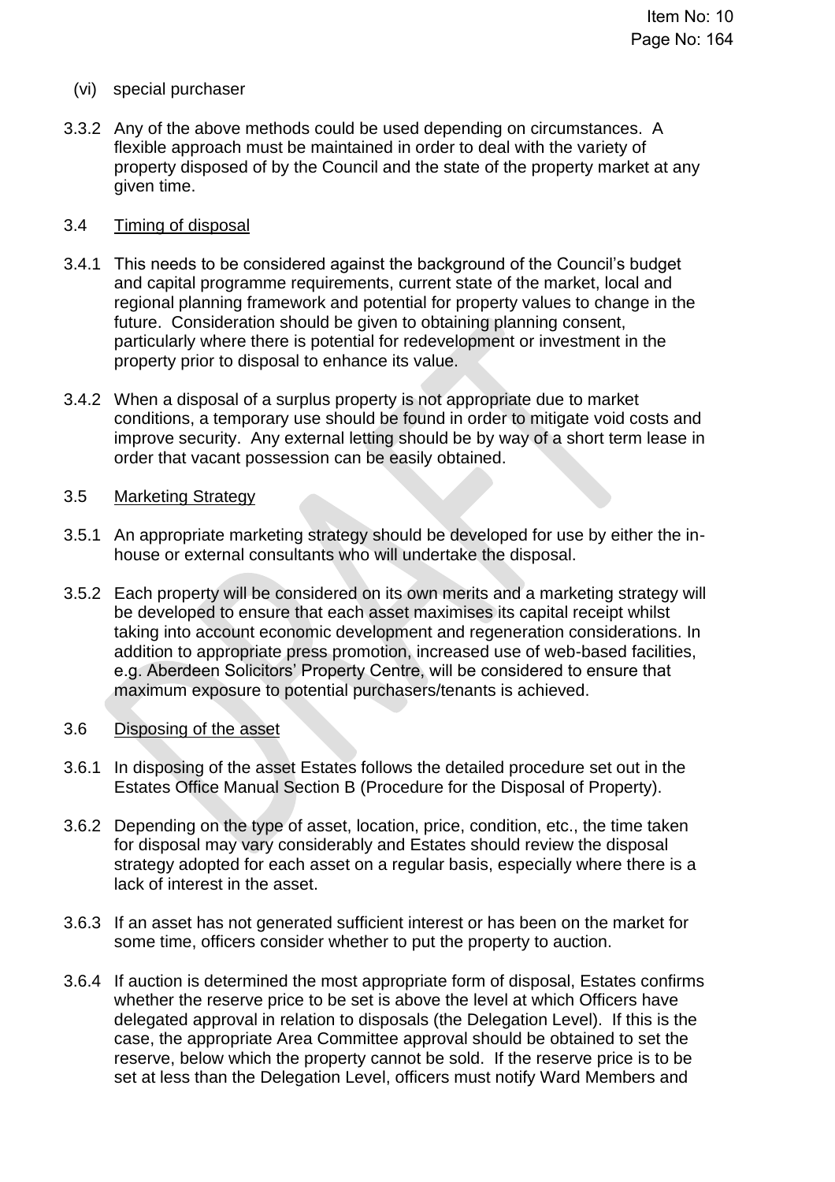(vi) special purchaser

3.3.2 Any of the above methods could be used depending on circumstances. A flexible approach must be maintained in order to deal with the variety of property disposed of by the Council and the state of the property market at any given time.

3.4 Timing of disposal

3.4.1 This needs to be considered against the background of the Council's budget and capital programme requirements, current state of the market, local and regional planning framework and potential for property values to change in the future. Consideration should be given to obtaining planning consent, particularly where there is potential for redevelopment or investment in the property prior to disposal to enhance its value.

3.4.2 When a disposal of a surplus property is not appropriate due to market conditions, a temporary use should be found in order to mitigate void costs and improve security. Any external letting should be by way of a short term lease in order that vacant possession can be easily obtained.

3.5 Marketing Strategy

3.5.1 An appropriate marketing strategy should be developed for use by either the in-house or external consultants who will undertake the disposal.

3.5.2 Each property will be considered on its own merits and a marketing strategy will be developed to ensure that each asset maximises its capital receipt whilst taking into account economic development and regeneration considerations. In addition to appropriate press promotion, increased use of web-based facilities, e.g. Aberdeen Solicitors' Property Centre, will be considered to ensure that maximum exposure to potential purchasers/tenants is achieved.

3.6 Disposing of the asset

3.6.1 In disposing of the asset Estates follows the detailed procedure set out in the Estates Office Manual Section B (Procedure for the Disposal of Property).

3.6.2 Depending on the type of asset, location, price, condition, etc., the time taken for disposal may vary considerably and Estates should review the disposal strategy adopted for each asset on a regular basis, especially where there is a lack of interest in the asset.

3.6.3 If an asset has not generated sufficient interest or has been on the market for some time, officers consider whether to put the property to auction.

3.6.4 If auction is determined the most appropriate form of disposal, Estates confirms whether the reserve price to be set is above the level at which Officers have delegated approval in relation to disposals (the Delegation Level). If this is the case, the appropriate Area Committee approval should be obtained to set the reserve, below which the property cannot be sold. If the reserve price is to be set at less than the Delegation Level, officers must notify Ward Members and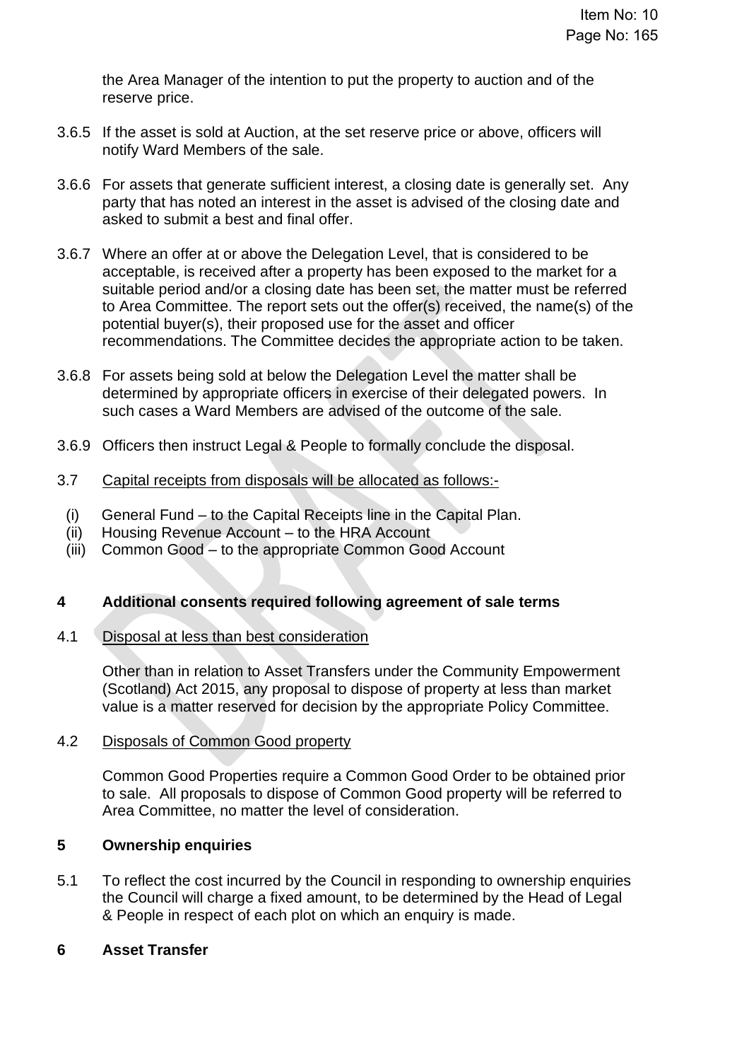the Area Manager of the intention to put the property to auction and of the reserve price.

3.6.5 If the asset is sold at Auction, at the set reserve price or above, officers will notify Ward Members of the sale.

3.6.6 For assets that generate sufficient interest, a closing date is generally set. Any party that has noted an interest in the asset is advised of the closing date and asked to submit a best and final offer.

3.6.7 Where an offer at or above the Delegation Level, that is considered to be acceptable, is received after a property has been exposed to the market for a suitable period and/or a closing date has been set, the matter must be referred to Area Committee. The report sets out the offer(s) received, the name(s) of the potential buyer(s), their proposed use for the asset and officer recommendations. The Committee decides the appropriate action to be taken.

3.6.8 For assets being sold at below the Delegation Level the matter shall be determined by appropriate officers in exercise of their delegated powers. In such cases a Ward Members are advised of the outcome of the sale.

3.6.9 Officers then instruct Legal & People to formally conclude the disposal.

3.7 Capital receipts from disposals will be allocated as follows:-

(i) General Fund – to the Capital Receipts line in the Capital Plan.
(ii) Housing Revenue Account – to the HRA Account
(iii) Common Good – to the appropriate Common Good Account

## 4 Additional consents required following agreement of sale terms

4.1 Disposal at less than best consideration

Other than in relation to Asset Transfers under the Community Empowerment (Scotland) Act 2015, any proposal to dispose of property at less than market value is a matter reserved for decision by the appropriate Policy Committee.

4.2 Disposals of Common Good property

Common Good Properties require a Common Good Order to be obtained prior to sale. All proposals to dispose of Common Good property will be referred to Area Committee, no matter the level of consideration.

## 5 Ownership enquiries

5.1 To reflect the cost incurred by the Council in responding to ownership enquiries the Council will charge a fixed amount, to be determined by the Head of Legal & People in respect of each plot on which an enquiry is made.

## 6 Asset Transfer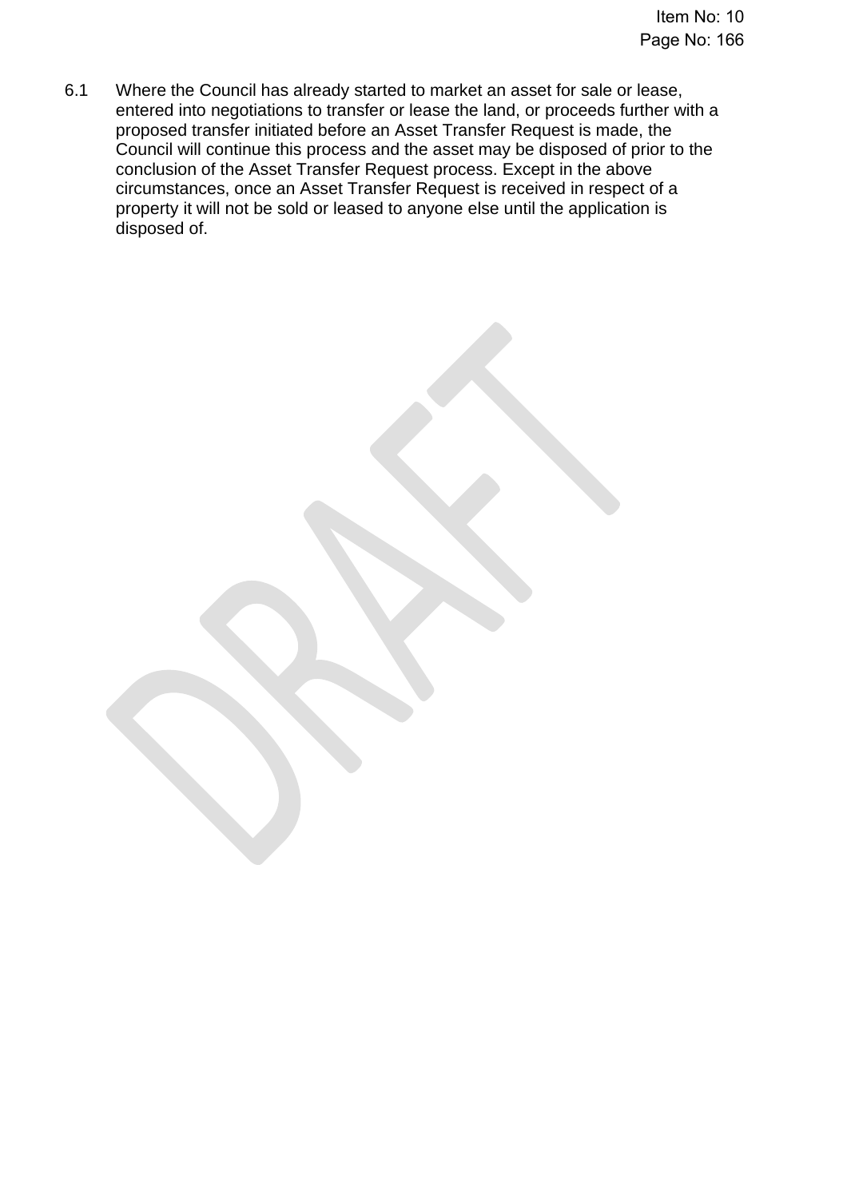6.1 Where the Council has already started to market an asset for sale or lease, entered into negotiations to transfer or lease the land, or proceeds further with a proposed transfer initiated before an Asset Transfer Request is made, the Council will continue this process and the asset may be disposed of prior to the conclusion of the Asset Transfer Request process. Except in the above circumstances, once an Asset Transfer Request is received in respect of a property it will not be sold or leased to anyone else until the application is disposed of.